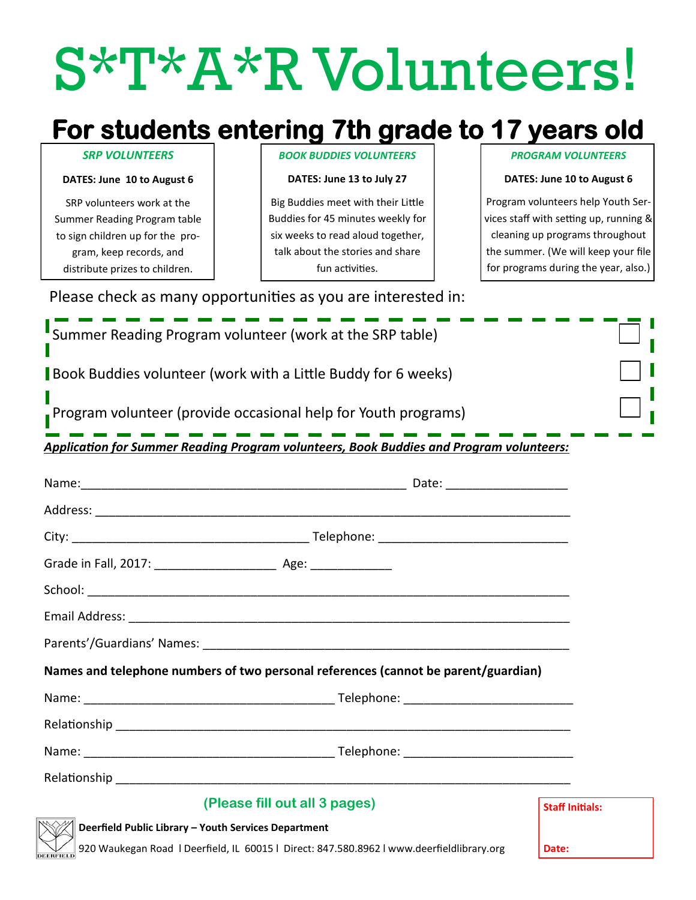# S*T*A*R Volunteers!

## For students entering 7th grade to 17 years old

***SRP VOLUNTEERS***

**DATES: June 10 to August 6**

SRP volunteers work at the Summer Reading Program table to sign children up for the program, keep records, and distribute prizes to children.

***BOOK BUDDIES VOLUNTEERS***

**DATES: June 13 to July 27**

Big Buddies meet with their Little Buddies for 45 minutes weekly for six weeks to read aloud together, talk about the stories and share fun activities.

***PROGRAM VOLUNTEERS***

**DATES: June 10 to August 6**

Program volunteers help Youth Services staff with setting up, running & cleaning up programs throughout the summer. (We will keep your file for programs during the year, also.)

Please check as many opportunities as you are interested in:

- [ ] Summer Reading Program volunteer (work at the SRP table)
- [ ] Book Buddies volunteer (work with a Little Buddy for 6 weeks)
- [ ] Program volunteer (provide occasional help for Youth programs)

***Application for Summer Reading Program volunteers, Book Buddies and Program volunteers:***

Name:_______________________________________________ Date: _________________

Address: ______________________________________________________________________

City: ___________________________________ Telephone: ___________________________

Grade in Fall, 2017: __________________ Age: ____________

School: _______________________________________________________________________

Email Address: _________________________________________________________________

Parents'/Guardians' Names: _______________________________________________________

**Names and telephone numbers of two personal references (cannot be parent/guardian)**

Name: ____________________________________ Telephone: _______________________

Relationship ___________________________________________________________________

Name: ____________________________________ Telephone: _______________________

Relationship ___________________________________________________________________

**(Please fill out all 3 pages)**

**Staff Initials:**

**Date:**

**Deerfield Public Library – Youth Services Department**

920 Waukegan Road l Deerfield, IL 60015 l Direct: 847.580.8962 l www.deerfieldlibrary.org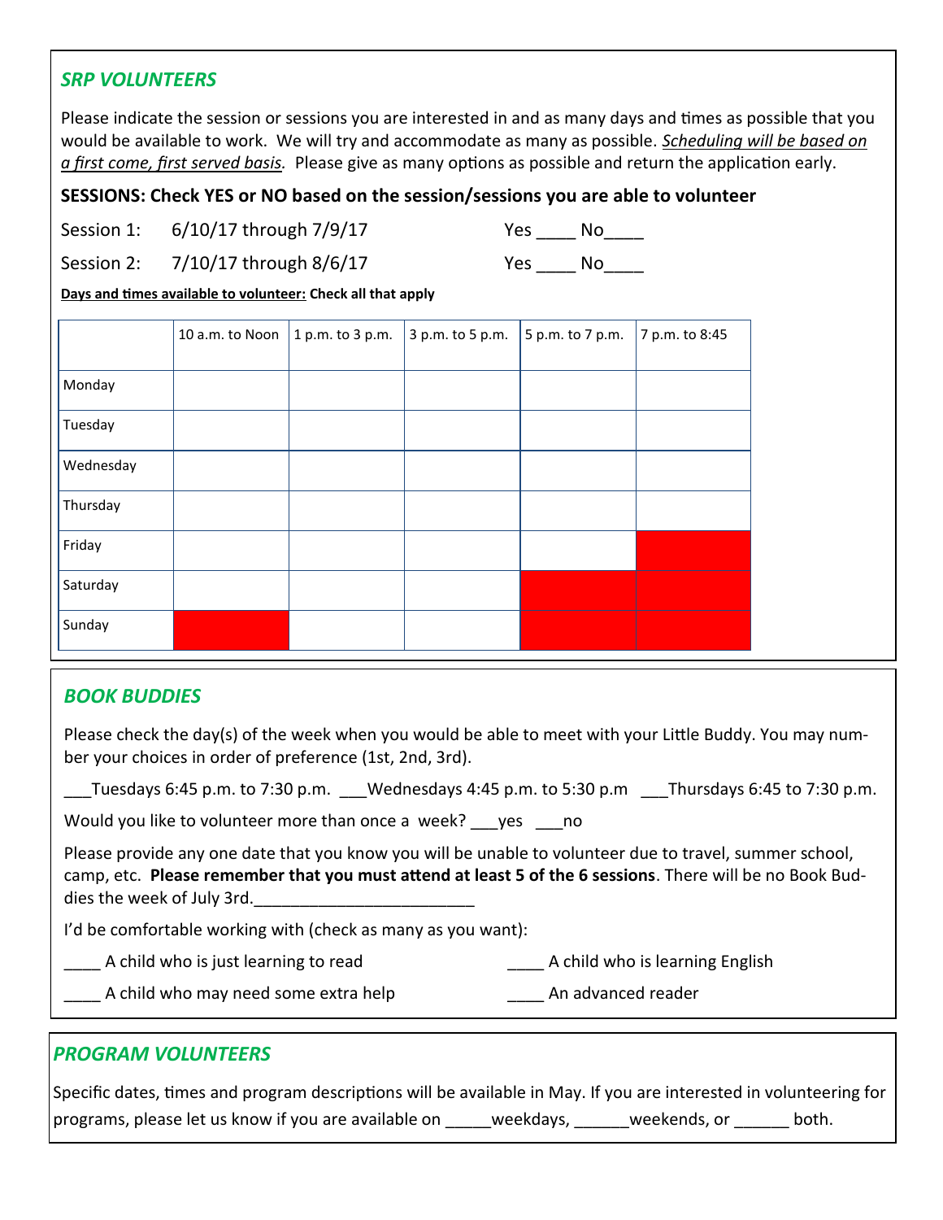## *SRP VOLUNTEERS*

Please indicate the session or sessions you are interested in and as many days and times as possible that you would be available to work. We will try and accommodate as many as possible. *Scheduling will be based on a first come, first served basis.* Please give as many options as possible and return the application early.

**SESSIONS: Check YES or NO based on the session/sessions you are able to volunteer**

Session 1: 6/10/17 through 7/9/17 Yes ____ No____

Session 2: 7/10/17 through 8/6/17 Yes ____ No____

**Days and times available to volunteer: Check all that apply**

| | 10 a.m. to Noon | 1 p.m. to 3 p.m. | 3 p.m. to 5 p.m. | 5 p.m. to 7 p.m. | 7 p.m. to 8:45 |
|---|---|---|---|---|---|
| Monday | | | | | |
| Tuesday | | | | | |
| Wednesday | | | | | |
| Thursday | | | | | |
| Friday | | | | | |
| Saturday | | | | | |
| Sunday | | | | | |

## *BOOK BUDDIES*

Please check the day(s) of the week when you would be able to meet with your Little Buddy. You may number your choices in order of preference (1st, 2nd, 3rd).

___Tuesdays 6:45 p.m. to 7:30 p.m. ___Wednesdays 4:45 p.m. to 5:30 p.m ___Thursdays 6:45 to 7:30 p.m.

Would you like to volunteer more than once a week? ___yes ___no

Please provide any one date that you know you will be unable to volunteer due to travel, summer school, camp, etc. **Please remember that you must attend at least 5 of the 6 sessions**. There will be no Book Buddies the week of July 3rd.________________________

I'd be comfortable working with (check as many as you want):

____ A child who is just learning to read

____ A child who is learning English

____ A child who may need some extra help

____ An advanced reader

## *PROGRAM VOLUNTEERS*

Specific dates, times and program descriptions will be available in May. If you are interested in volunteering for programs, please let us know if you are available on _____weekdays, ______weekends, or ______ both.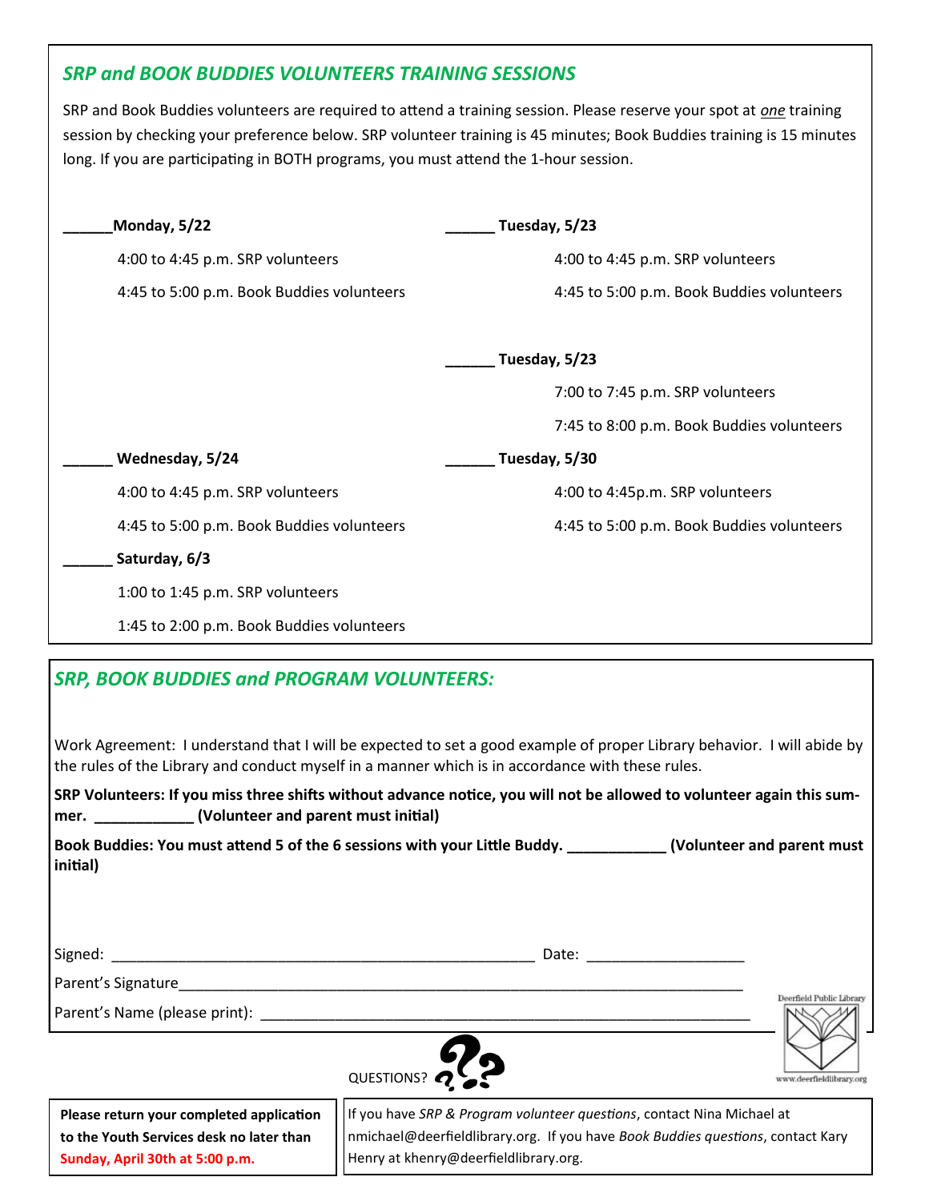## *SRP and BOOK BUDDIES VOLUNTEERS TRAINING SESSIONS*

SRP and Book Buddies volunteers are required to attend a training session. Please reserve your spot at *one* training session by checking your preference below. SRP volunteer training is 45 minutes; Book Buddies training is 15 minutes long. If you are participating in BOTH programs, you must attend the 1-hour session.

**______Monday, 5/22**

4:00 to 4:45 p.m. SRP volunteers

4:45 to 5:00 p.m. Book Buddies volunteers

**______ Tuesday, 5/23**

4:00 to 4:45 p.m. SRP volunteers

4:45 to 5:00 p.m. Book Buddies volunteers

**______ Tuesday, 5/23**

7:00 to 7:45 p.m. SRP volunteers

7:45 to 8:00 p.m. Book Buddies volunteers

**______ Wednesday, 5/24**

4:00 to 4:45 p.m. SRP volunteers

4:45 to 5:00 p.m. Book Buddies volunteers

**______ Tuesday, 5/30**

4:00 to 4:45p.m. SRP volunteers

4:45 to 5:00 p.m. Book Buddies volunteers

**______ Saturday, 6/3**

1:00 to 1:45 p.m. SRP volunteers

1:45 to 2:00 p.m. Book Buddies volunteers

## *SRP, BOOK BUDDIES and PROGRAM VOLUNTEERS:*

Work Agreement: I understand that I will be expected to set a good example of proper Library behavior. I will abide by the rules of the Library and conduct myself in a manner which is in accordance with these rules.

**SRP Volunteers: If you miss three shifts without advance notice, you will not be allowed to volunteer again this summer. ____________ (Volunteer and parent must initial)**

**Book Buddies: You must attend 5 of the 6 sessions with your Little Buddy. ____________ (Volunteer and parent must initial)**

Signed: ______________________________________________________ Date: ____________________

Parent's Signature________________________________________________________________________

Parent's Name (please print): _________________________________________________________________

Deerfield Public Library

www.deerfieldlibrary.org

QUESTIONS?

**Please return your completed application to the Youth Services desk no later than Sunday, April 30th at 5:00 p.m.**

If you have *SRP & Program volunteer questions*, contact Nina Michael at nmichael@deerfieldlibrary.org. If you have *Book Buddies questions*, contact Kary Henry at khenry@deerfieldlibrary.org.